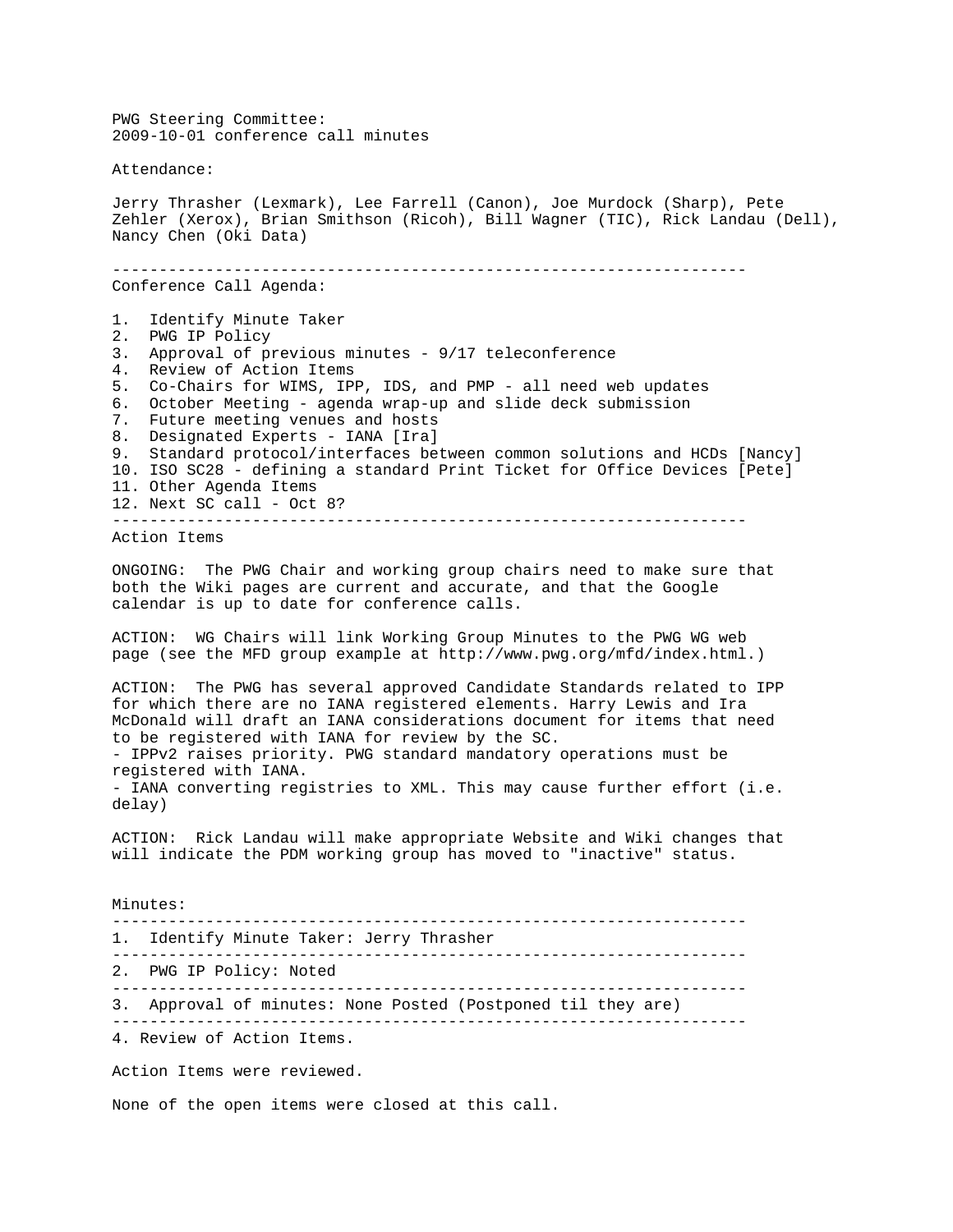PWG Steering Committee:
2009-10-01 conference call minutes

Attendance:

Jerry Thrasher (Lexmark), Lee Farrell (Canon), Joe Murdock (Sharp), Pete Zehler (Xerox), Brian Smithson (Ricoh), Bill Wagner (TIC), Rick Landau (Dell), Nancy Chen (Oki Data)

---

Conference Call Agenda:

1. Identify Minute Taker
2. PWG IP Policy
3. Approval of previous minutes - 9/17 teleconference
4. Review of Action Items
5. Co-Chairs for WIMS, IPP, IDS, and PMP - all need web updates
6. October Meeting - agenda wrap-up and slide deck submission
7. Future meeting venues and hosts
8. Designated Experts - IANA [Ira]
9. Standard protocol/interfaces between common solutions and HCDs [Nancy]
10. ISO SC28 - defining a standard Print Ticket for Office Devices [Pete]
11. Other Agenda Items
12. Next SC call - Oct 8?

---

Action Items

ONGOING: The PWG Chair and working group chairs need to make sure that both the Wiki pages are current and accurate, and that the Google calendar is up to date for conference calls.

ACTION: WG Chairs will link Working Group Minutes to the PWG WG web page (see the MFD group example at http://www.pwg.org/mfd/index.html.)

ACTION: The PWG has several approved Candidate Standards related to IPP for which there are no IANA registered elements. Harry Lewis and Ira McDonald will draft an IANA considerations document for items that need to be registered with IANA for review by the SC.
- IPPv2 raises priority. PWG standard mandatory operations must be registered with IANA.
- IANA converting registries to XML. This may cause further effort (i.e. delay)

ACTION: Rick Landau will make appropriate Website and Wiki changes that will indicate the PDM working group has moved to "inactive" status.

Minutes:

---

1. Identify Minute Taker: Jerry Thrasher

---

2. PWG IP Policy: Noted

---

3. Approval of minutes: None Posted (Postponed til they are)

---

4. Review of Action Items.

Action Items were reviewed.

None of the open items were closed at this call.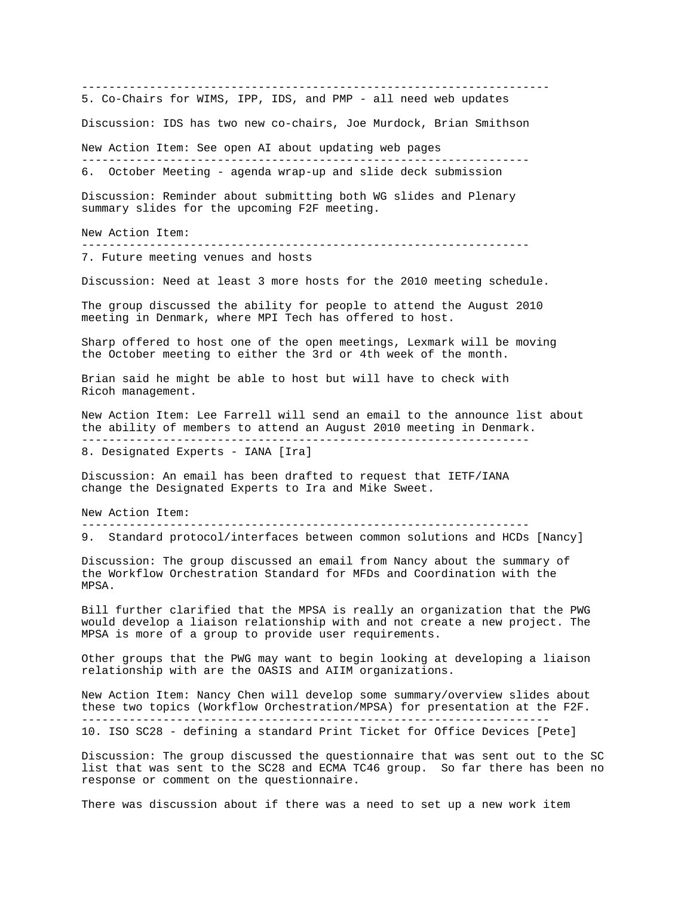---

5. Co-Chairs for WIMS, IPP, IDS, and PMP - all need web updates

Discussion: IDS has two new co-chairs, Joe Murdock, Brian Smithson

New Action Item: See open AI about updating web pages

---

6. October Meeting - agenda wrap-up and slide deck submission

Discussion: Reminder about submitting both WG slides and Plenary summary slides for the upcoming F2F meeting.

New Action Item:

---

7. Future meeting venues and hosts

Discussion: Need at least 3 more hosts for the 2010 meeting schedule.

The group discussed the ability for people to attend the August 2010 meeting in Denmark, where MPI Tech has offered to host.

Sharp offered to host one of the open meetings, Lexmark will be moving the October meeting to either the 3rd or 4th week of the month.

Brian said he might be able to host but will have to check with Ricoh management.

New Action Item: Lee Farrell will send an email to the announce list about the ability of members to attend an August 2010 meeting in Denmark.

---

8. Designated Experts - IANA [Ira]

Discussion: An email has been drafted to request that IETF/IANA change the Designated Experts to Ira and Mike Sweet.

New Action Item:

---

9. Standard protocol/interfaces between common solutions and HCDs [Nancy]

Discussion: The group discussed an email from Nancy about the summary of the Workflow Orchestration Standard for MFDs and Coordination with the MPSA.

Bill further clarified that the MPSA is really an organization that the PWG would develop a liaison relationship with and not create a new project. The MPSA is more of a group to provide user requirements.

Other groups that the PWG may want to begin looking at developing a liaison relationship with are the OASIS and AIIM organizations.

New Action Item: Nancy Chen will develop some summary/overview slides about these two topics (Workflow Orchestration/MPSA) for presentation at the F2F.

---

10. ISO SC28 - defining a standard Print Ticket for Office Devices [Pete]

Discussion: The group discussed the questionnaire that was sent out to the SC list that was sent to the SC28 and ECMA TC46 group. So far there has been no response or comment on the questionnaire.

There was discussion about if there was a need to set up a new work item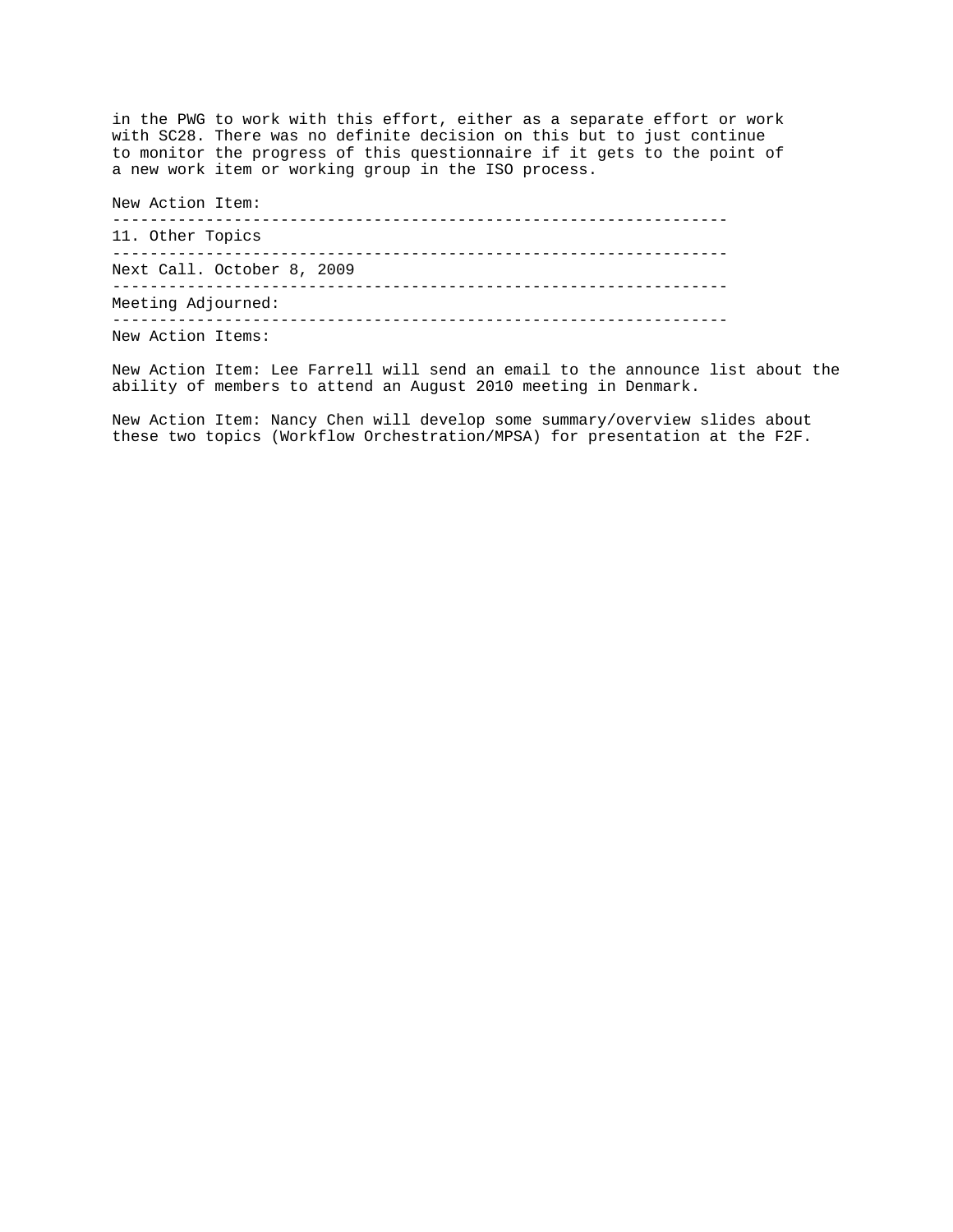in the PWG to work with this effort, either as a separate effort or work with SC28. There was no definite decision on this but to just continue to monitor the progress of this questionnaire if it gets to the point of a new work item or working group in the ISO process.

New Action Item:

---

11. Other Topics

---

Next Call. October 8, 2009

---

Meeting Adjourned:

---

New Action Items:

New Action Item: Lee Farrell will send an email to the announce list about the ability of members to attend an August 2010 meeting in Denmark.

New Action Item: Nancy Chen will develop some summary/overview slides about these two topics (Workflow Orchestration/MPSA) for presentation at the F2F.